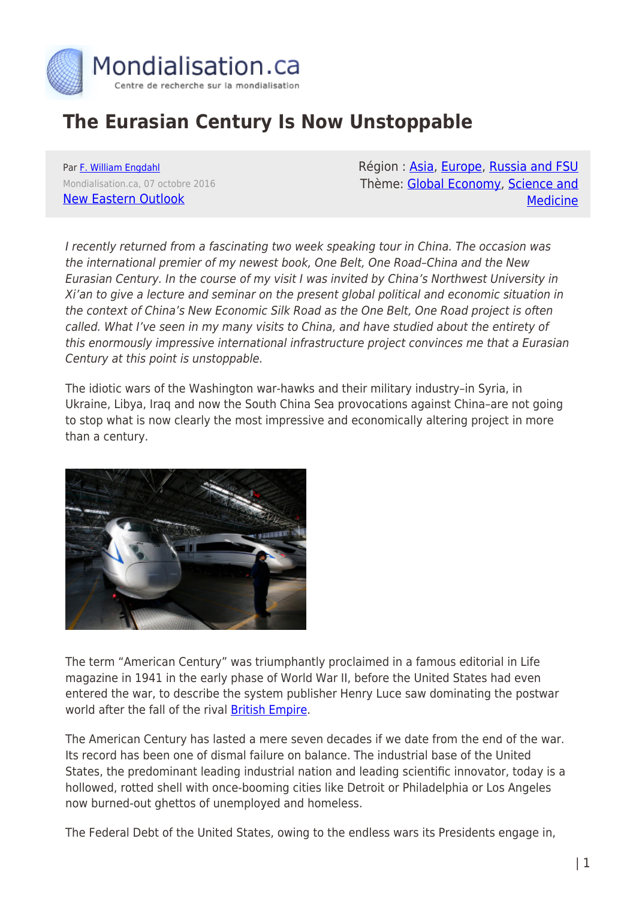# The Eurasian Century Is Now Unstoppable

Par F. William Engdahl
Mondialisation.ca, 07 octobre 2016
New Eastern Outlook

Région : Asia, Europe, Russia and FSU
Thème: Global Economy, Science and Medicine

*I recently returned from a fascinating two week speaking tour in China. The occasion was the international premier of my newest book, One Belt, One Road–China and the New Eurasian Century. In the course of my visit I was invited by China's Northwest University in Xi'an to give a lecture and seminar on the present global political and economic situation in the context of China's New Economic Silk Road as the One Belt, One Road project is often called. What I've seen in my many visits to China, and have studied about the entirety of this enormously impressive international infrastructure project convinces me that a Eurasian Century at this point is unstoppable.*

The idiotic wars of the Washington war-hawks and their military industry–in Syria, in Ukraine, Libya, Iraq and now the South China Sea provocations against China–are not going to stop what is now clearly the most impressive and economically altering project in more than a century.

The term "American Century" was triumphantly proclaimed in a famous editorial in Life magazine in 1941 in the early phase of World War II, before the United States had even entered the war, to describe the system publisher Henry Luce saw dominating the postwar world after the fall of the rival British Empire.

The American Century has lasted a mere seven decades if we date from the end of the war. Its record has been one of dismal failure on balance. The industrial base of the United States, the predominant leading industrial nation and leading scientific innovator, today is a hollowed, rotted shell with once-booming cities like Detroit or Philadelphia or Los Angeles now burned-out ghettos of unemployed and homeless.

The Federal Debt of the United States, owing to the endless wars its Presidents engage in,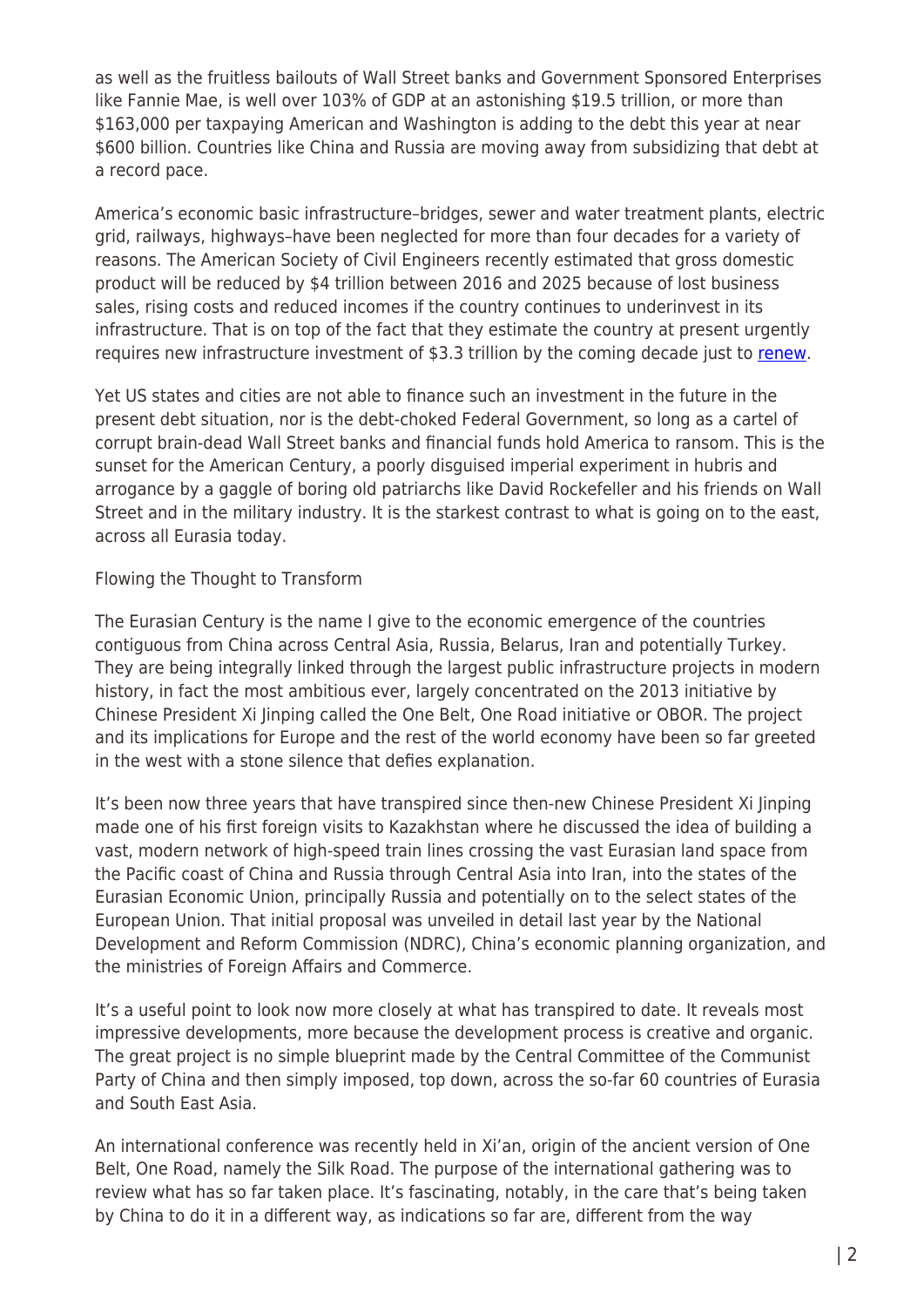as well as the fruitless bailouts of Wall Street banks and Government Sponsored Enterprises like Fannie Mae, is well over 103% of GDP at an astonishing $19.5 trillion, or more than $163,000 per taxpaying American and Washington is adding to the debt this year at near $600 billion. Countries like China and Russia are moving away from subsidizing that debt at a record pace.

America's economic basic infrastructure–bridges, sewer and water treatment plants, electric grid, railways, highways–have been neglected for more than four decades for a variety of reasons. The American Society of Civil Engineers recently estimated that gross domestic product will be reduced by $4 trillion between 2016 and 2025 because of lost business sales, rising costs and reduced incomes if the country continues to underinvest in its infrastructure. That is on top of the fact that they estimate the country at present urgently requires new infrastructure investment of $3.3 trillion by the coming decade just to renew.

Yet US states and cities are not able to finance such an investment in the future in the present debt situation, nor is the debt-choked Federal Government, so long as a cartel of corrupt brain-dead Wall Street banks and financial funds hold America to ransom. This is the sunset for the American Century, a poorly disguised imperial experiment in hubris and arrogance by a gaggle of boring old patriarchs like David Rockefeller and his friends on Wall Street and in the military industry. It is the starkest contrast to what is going on to the east, across all Eurasia today.

Flowing the Thought to Transform

The Eurasian Century is the name I give to the economic emergence of the countries contiguous from China across Central Asia, Russia, Belarus, Iran and potentially Turkey. They are being integrally linked through the largest public infrastructure projects in modern history, in fact the most ambitious ever, largely concentrated on the 2013 initiative by Chinese President Xi Jinping called the One Belt, One Road initiative or OBOR. The project and its implications for Europe and the rest of the world economy have been so far greeted in the west with a stone silence that defies explanation.

It's been now three years that have transpired since then-new Chinese President Xi Jinping made one of his first foreign visits to Kazakhstan where he discussed the idea of building a vast, modern network of high-speed train lines crossing the vast Eurasian land space from the Pacific coast of China and Russia through Central Asia into Iran, into the states of the Eurasian Economic Union, principally Russia and potentially on to the select states of the European Union. That initial proposal was unveiled in detail last year by the National Development and Reform Commission (NDRC), China's economic planning organization, and the ministries of Foreign Affairs and Commerce.

It's a useful point to look now more closely at what has transpired to date. It reveals most impressive developments, more because the development process is creative and organic. The great project is no simple blueprint made by the Central Committee of the Communist Party of China and then simply imposed, top down, across the so-far 60 countries of Eurasia and South East Asia.

An international conference was recently held in Xi'an, origin of the ancient version of One Belt, One Road, namely the Silk Road. The purpose of the international gathering was to review what has so far taken place. It's fascinating, notably, in the care that's being taken by China to do it in a different way, as indications so far are, different from the way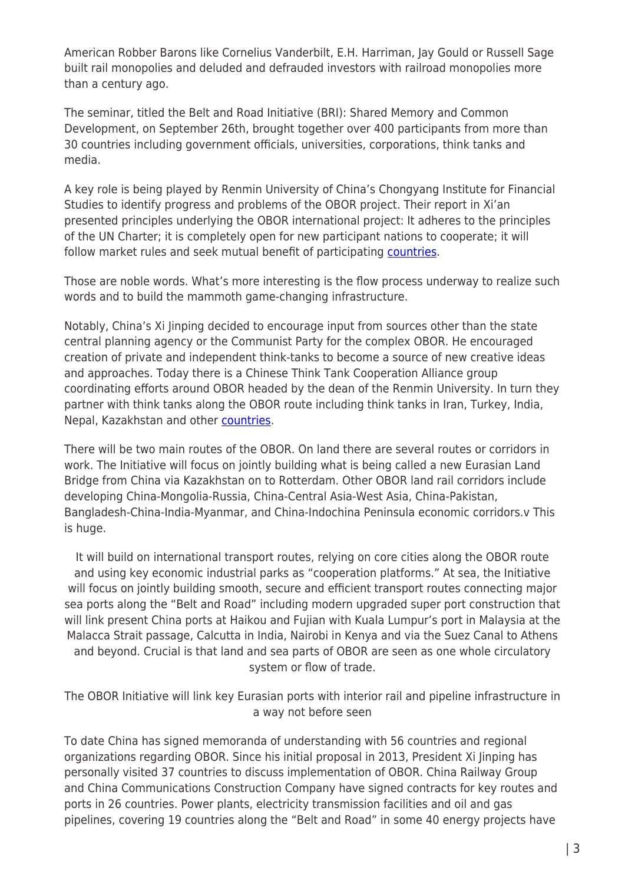American Robber Barons like Cornelius Vanderbilt, E.H. Harriman, Jay Gould or Russell Sage built rail monopolies and deluded and defrauded investors with railroad monopolies more than a century ago.

The seminar, titled the Belt and Road Initiative (BRI): Shared Memory and Common Development, on September 26th, brought together over 400 participants from more than 30 countries including government officials, universities, corporations, think tanks and media.

A key role is being played by Renmin University of China's Chongyang Institute for Financial Studies to identify progress and problems of the OBOR project. Their report in Xi'an presented principles underlying the OBOR international project: It adheres to the principles of the UN Charter; it is completely open for new participant nations to cooperate; it will follow market rules and seek mutual benefit of participating countries.

Those are noble words. What's more interesting is the flow process underway to realize such words and to build the mammoth game-changing infrastructure.

Notably, China's Xi Jinping decided to encourage input from sources other than the state central planning agency or the Communist Party for the complex OBOR. He encouraged creation of private and independent think-tanks to become a source of new creative ideas and approaches. Today there is a Chinese Think Tank Cooperation Alliance group coordinating efforts around OBOR headed by the dean of the Renmin University. In turn they partner with think tanks along the OBOR route including think tanks in Iran, Turkey, India, Nepal, Kazakhstan and other countries.

There will be two main routes of the OBOR. On land there are several routes or corridors in work. The Initiative will focus on jointly building what is being called a new Eurasian Land Bridge from China via Kazakhstan on to Rotterdam. Other OBOR land rail corridors include developing China-Mongolia-Russia, China-Central Asia-West Asia, China-Pakistan, Bangladesh-China-India-Myanmar, and China-Indochina Peninsula economic corridors.v This is huge.

It will build on international transport routes, relying on core cities along the OBOR route and using key economic industrial parks as "cooperation platforms." At sea, the Initiative will focus on jointly building smooth, secure and efficient transport routes connecting major sea ports along the "Belt and Road" including modern upgraded super port construction that will link present China ports at Haikou and Fujian with Kuala Lumpur's port in Malaysia at the Malacca Strait passage, Calcutta in India, Nairobi in Kenya and via the Suez Canal to Athens and beyond. Crucial is that land and sea parts of OBOR are seen as one whole circulatory system or flow of trade.

The OBOR Initiative will link key Eurasian ports with interior rail and pipeline infrastructure in a way not before seen

To date China has signed memoranda of understanding with 56 countries and regional organizations regarding OBOR. Since his initial proposal in 2013, President Xi Jinping has personally visited 37 countries to discuss implementation of OBOR. China Railway Group and China Communications Construction Company have signed contracts for key routes and ports in 26 countries. Power plants, electricity transmission facilities and oil and gas pipelines, covering 19 countries along the "Belt and Road" in some 40 energy projects have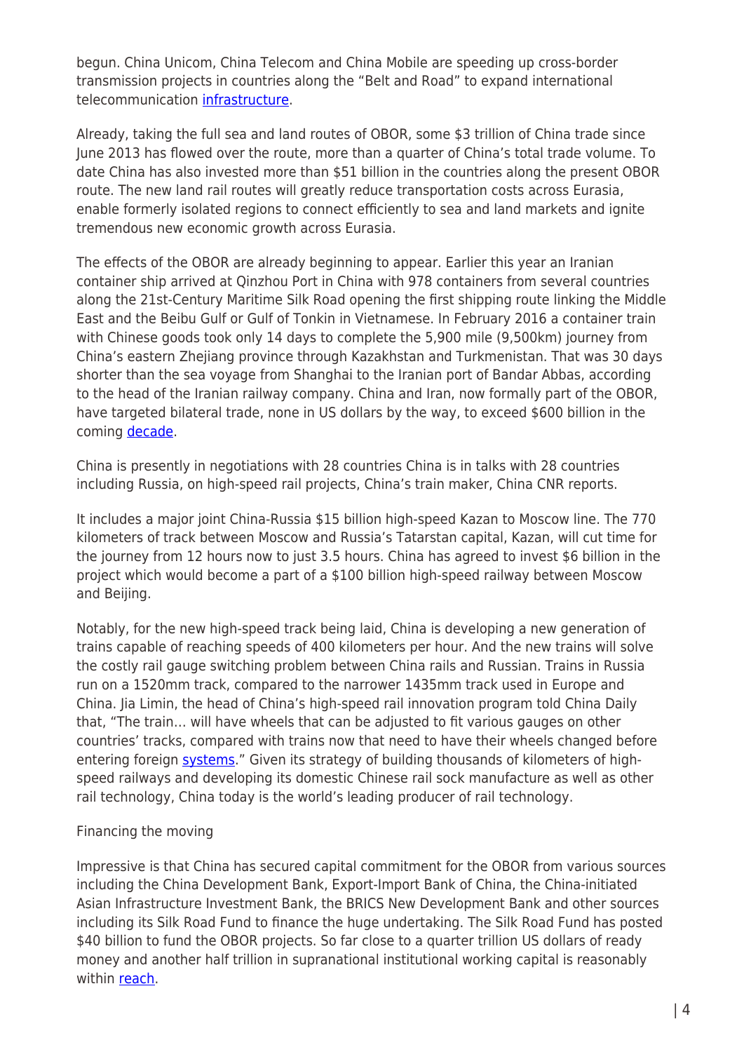begun. China Unicom, China Telecom and China Mobile are speeding up cross-border transmission projects in countries along the "Belt and Road" to expand international telecommunication infrastructure.

Already, taking the full sea and land routes of OBOR, some $3 trillion of China trade since June 2013 has flowed over the route, more than a quarter of China's total trade volume. To date China has also invested more than $51 billion in the countries along the present OBOR route. The new land rail routes will greatly reduce transportation costs across Eurasia, enable formerly isolated regions to connect efficiently to sea and land markets and ignite tremendous new economic growth across Eurasia.

The effects of the OBOR are already beginning to appear. Earlier this year an Iranian container ship arrived at Qinzhou Port in China with 978 containers from several countries along the 21st-Century Maritime Silk Road opening the first shipping route linking the Middle East and the Beibu Gulf or Gulf of Tonkin in Vietnamese. In February 2016 a container train with Chinese goods took only 14 days to complete the 5,900 mile (9,500km) journey from China's eastern Zhejiang province through Kazakhstan and Turkmenistan. That was 30 days shorter than the sea voyage from Shanghai to the Iranian port of Bandar Abbas, according to the head of the Iranian railway company. China and Iran, now formally part of the OBOR, have targeted bilateral trade, none in US dollars by the way, to exceed $600 billion in the coming decade.

China is presently in negotiations with 28 countries China is in talks with 28 countries including Russia, on high-speed rail projects, China's train maker, China CNR reports.

It includes a major joint China-Russia $15 billion high-speed Kazan to Moscow line. The 770 kilometers of track between Moscow and Russia's Tatarstan capital, Kazan, will cut time for the journey from 12 hours now to just 3.5 hours. China has agreed to invest $6 billion in the project which would become a part of a $100 billion high-speed railway between Moscow and Beijing.

Notably, for the new high-speed track being laid, China is developing a new generation of trains capable of reaching speeds of 400 kilometers per hour. And the new trains will solve the costly rail gauge switching problem between China rails and Russian. Trains in Russia run on a 1520mm track, compared to the narrower 1435mm track used in Europe and China. Jia Limin, the head of China's high-speed rail innovation program told China Daily that, "The train… will have wheels that can be adjusted to fit various gauges on other countries' tracks, compared with trains now that need to have their wheels changed before entering foreign systems." Given its strategy of building thousands of kilometers of high-speed railways and developing its domestic Chinese rail sock manufacture as well as other rail technology, China today is the world's leading producer of rail technology.

Financing the moving

Impressive is that China has secured capital commitment for the OBOR from various sources including the China Development Bank, Export-Import Bank of China, the China-initiated Asian Infrastructure Investment Bank, the BRICS New Development Bank and other sources including its Silk Road Fund to finance the huge undertaking. The Silk Road Fund has posted $40 billion to fund the OBOR projects. So far close to a quarter trillion US dollars of ready money and another half trillion in supranational institutional working capital is reasonably within reach.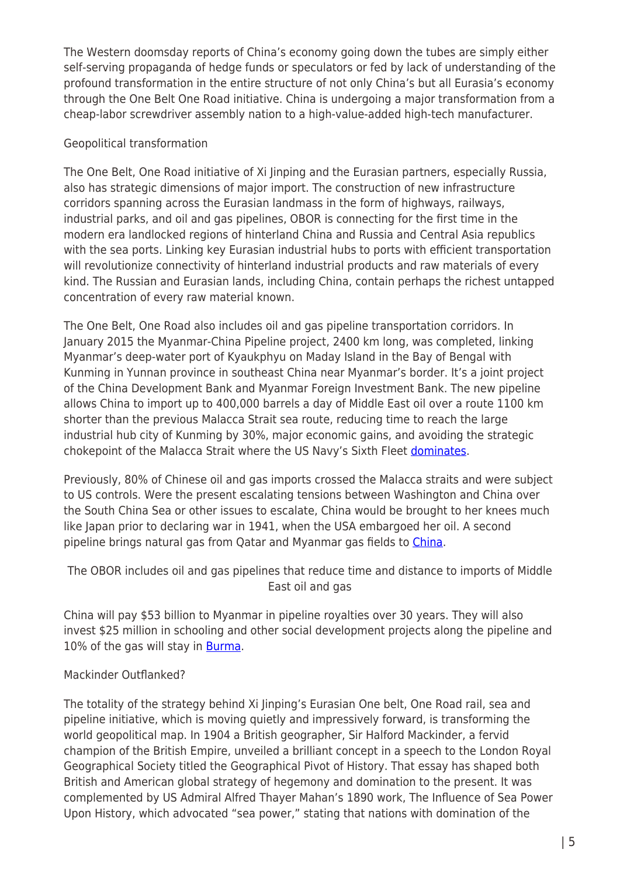The Western doomsday reports of China's economy going down the tubes are simply either self-serving propaganda of hedge funds or speculators or fed by lack of understanding of the profound transformation in the entire structure of not only China's but all Eurasia's economy through the One Belt One Road initiative. China is undergoing a major transformation from a cheap-labor screwdriver assembly nation to a high-value-added high-tech manufacturer.

## Geopolitical transformation

The One Belt, One Road initiative of Xi Jinping and the Eurasian partners, especially Russia, also has strategic dimensions of major import. The construction of new infrastructure corridors spanning across the Eurasian landmass in the form of highways, railways, industrial parks, and oil and gas pipelines, OBOR is connecting for the first time in the modern era landlocked regions of hinterland China and Russia and Central Asia republics with the sea ports. Linking key Eurasian industrial hubs to ports with efficient transportation will revolutionize connectivity of hinterland industrial products and raw materials of every kind. The Russian and Eurasian lands, including China, contain perhaps the richest untapped concentration of every raw material known.

The One Belt, One Road also includes oil and gas pipeline transportation corridors. In January 2015 the Myanmar-China Pipeline project, 2400 km long, was completed, linking Myanmar's deep-water port of Kyaukphyu on Maday Island in the Bay of Bengal with Kunming in Yunnan province in southeast China near Myanmar's border. It's a joint project of the China Development Bank and Myanmar Foreign Investment Bank. The new pipeline allows China to import up to 400,000 barrels a day of Middle East oil over a route 1100 km shorter than the previous Malacca Strait sea route, reducing time to reach the large industrial hub city of Kunming by 30%, major economic gains, and avoiding the strategic chokepoint of the Malacca Strait where the US Navy's Sixth Fleet dominates.

Previously, 80% of Chinese oil and gas imports crossed the Malacca straits and were subject to US controls. Were the present escalating tensions between Washington and China over the South China Sea or other issues to escalate, China would be brought to her knees much like Japan prior to declaring war in 1941, when the USA embargoed her oil. A second pipeline brings natural gas from Qatar and Myanmar gas fields to China.

The OBOR includes oil and gas pipelines that reduce time and distance to imports of Middle East oil and gas

China will pay $53 billion to Myanmar in pipeline royalties over 30 years. They will also invest $25 million in schooling and other social development projects along the pipeline and 10% of the gas will stay in Burma.

## Mackinder Outflanked?

The totality of the strategy behind Xi Jinping's Eurasian One belt, One Road rail, sea and pipeline initiative, which is moving quietly and impressively forward, is transforming the world geopolitical map. In 1904 a British geographer, Sir Halford Mackinder, a fervid champion of the British Empire, unveiled a brilliant concept in a speech to the London Royal Geographical Society titled the Geographical Pivot of History. That essay has shaped both British and American global strategy of hegemony and domination to the present. It was complemented by US Admiral Alfred Thayer Mahan's 1890 work, The Influence of Sea Power Upon History, which advocated "sea power," stating that nations with domination of the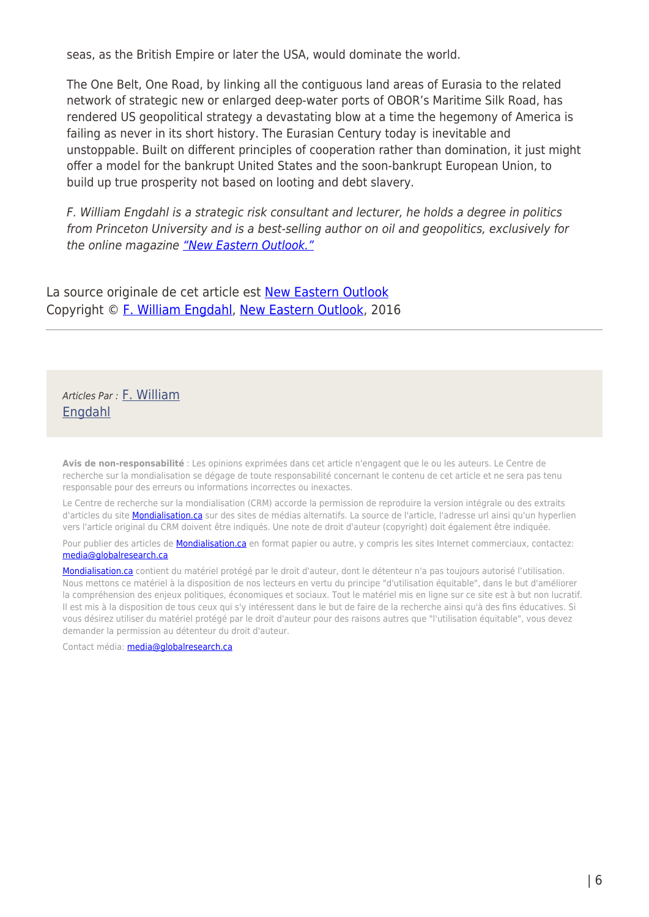seas, as the British Empire or later the USA, would dominate the world.

The One Belt, One Road, by linking all the contiguous land areas of Eurasia to the related network of strategic new or enlarged deep-water ports of OBOR's Maritime Silk Road, has rendered US geopolitical strategy a devastating blow at a time the hegemony of America is failing as never in its short history. The Eurasian Century today is inevitable and unstoppable. Built on different principles of cooperation rather than domination, it just might offer a model for the bankrupt United States and the soon-bankrupt European Union, to build up true prosperity not based on looting and debt slavery.

*F. William Engdahl is a strategic risk consultant and lecturer, he holds a degree in politics from Princeton University and is a best-selling author on oil and geopolitics, exclusively for the online magazine "New Eastern Outlook."*

La source originale de cet article est New Eastern Outlook
Copyright © F. William Engdahl, New Eastern Outlook, 2016

---

*Articles Par :* F. William Engdahl

**Avis de non-responsabilité** : Les opinions exprimées dans cet article n'engagent que le ou les auteurs. Le Centre de recherche sur la mondialisation se dégage de toute responsabilité concernant le contenu de cet article et ne sera pas tenu responsable pour des erreurs ou informations incorrectes ou inexactes.

Le Centre de recherche sur la mondialisation (CRM) accorde la permission de reproduire la version intégrale ou des extraits d'articles du site Mondialisation.ca sur des sites de médias alternatifs. La source de l'article, l'adresse url ainsi qu'un hyperlien vers l'article original du CRM doivent être indiqués. Une note de droit d'auteur (copyright) doit également être indiquée.

Pour publier des articles de Mondialisation.ca en format papier ou autre, y compris les sites Internet commerciaux, contactez: media@globalresearch.ca

Mondialisation.ca contient du matériel protégé par le droit d'auteur, dont le détenteur n'a pas toujours autorisé l'utilisation. Nous mettons ce matériel à la disposition de nos lecteurs en vertu du principe "d'utilisation équitable", dans le but d'améliorer la compréhension des enjeux politiques, économiques et sociaux. Tout le matériel mis en ligne sur ce site est à but non lucratif. Il est mis à la disposition de tous ceux qui s'y intéressent dans le but de faire de la recherche ainsi qu'à des fins éducatives. Si vous désirez utiliser du matériel protégé par le droit d'auteur pour des raisons autres que "l'utilisation équitable", vous devez demander la permission au détenteur du droit d'auteur.

Contact média: media@globalresearch.ca